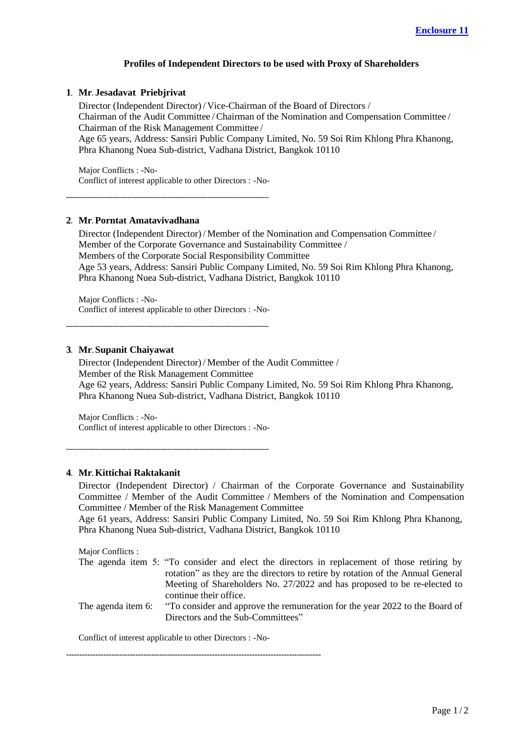**Enclosure 11**

**Profiles of Independent Directors to be used with Proxy of Shareholders**

**1. Mr. Jesadavat Priebjrivat**

Director (Independent Director) / Vice-Chairman of the Board of Directors /
Chairman of the Audit Committee / Chairman of the Nomination and Compensation Committee /
Chairman of the Risk Management Committee /
Age 65 years, Address: Sansiri Public Company Limited, No. 59 Soi Rim Khlong Phra Khanong, Phra Khanong Nuea Sub-district, Vadhana District, Bangkok 10110

Major Conflicts : -No-
Conflict of interest applicable to other Directors : -No-

---

**2. Mr. Porntat Amatavivadhana**

Director (Independent Director) / Member of the Nomination and Compensation Committee /
Member of the Corporate Governance and Sustainability Committee /
Members of the Corporate Social Responsibility Committee
Age 53 years, Address: Sansiri Public Company Limited, No. 59 Soi Rim Khlong Phra Khanong, Phra Khanong Nuea Sub-district, Vadhana District, Bangkok 10110

Major Conflicts : -No-
Conflict of interest applicable to other Directors : -No-

---

**3. Mr. Supanit Chaiyawat**

Director (Independent Director) / Member of the Audit Committee /
Member of the Risk Management Committee
Age 62 years, Address: Sansiri Public Company Limited, No. 59 Soi Rim Khlong Phra Khanong, Phra Khanong Nuea Sub-district, Vadhana District, Bangkok 10110

Major Conflicts : -No-
Conflict of interest applicable to other Directors : -No-

---

**4. Mr. Kittichai Raktakanit**

Director (Independent Director) / Chairman of the Corporate Governance and Sustainability Committee / Member of the Audit Committee / Members of the Nomination and Compensation Committee / Member of the Risk Management Committee
Age 61 years, Address: Sansiri Public Company Limited, No. 59 Soi Rim Khlong Phra Khanong, Phra Khanong Nuea Sub-district, Vadhana District, Bangkok 10110

Major Conflicts :

The agenda item 5: "To consider and elect the directors in replacement of those retiring by rotation" as they are the directors to retire by rotation of the Annual General Meeting of Shareholders No. 27/2022 and has proposed to be re-elected to continue their office.

The agenda item 6: "To consider and approve the remuneration for the year 2022 to the Board of Directors and the Sub-Committees"

Conflict of interest applicable to other Directors : -No-

---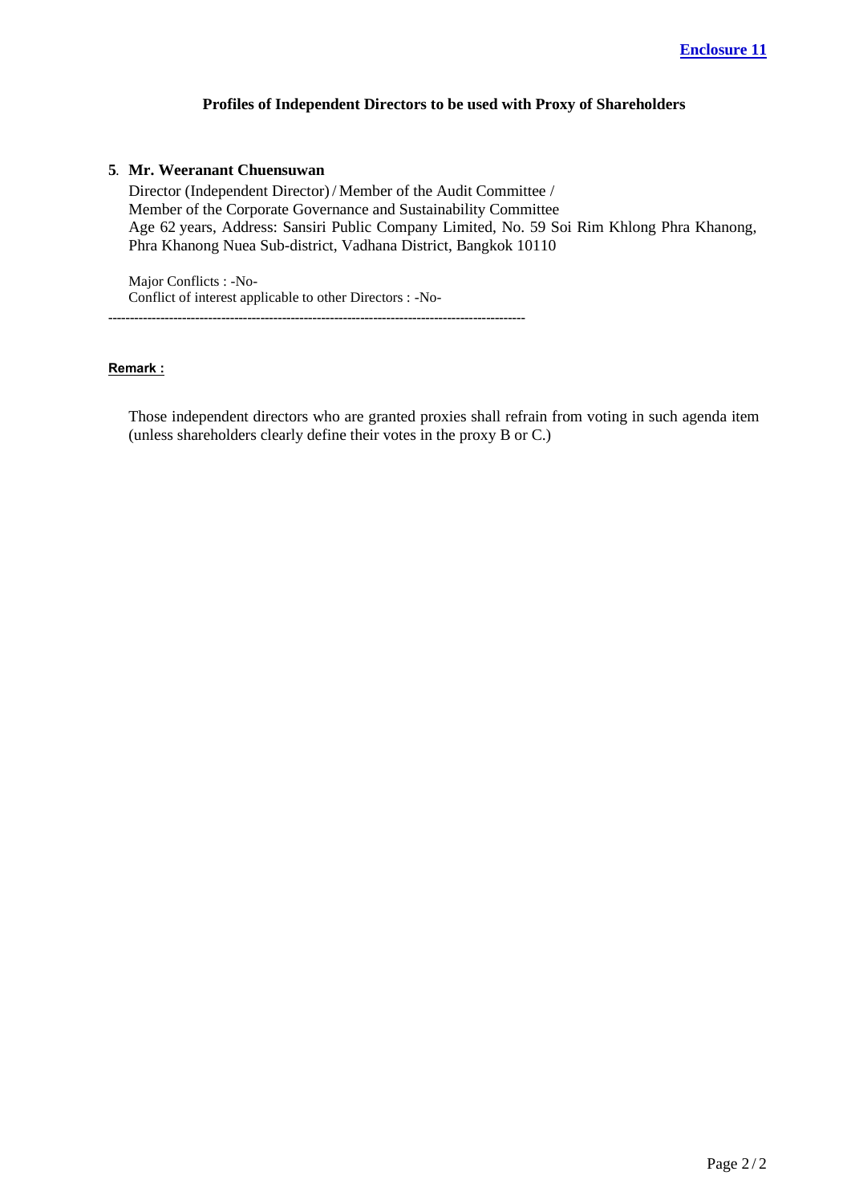**Enclosure 11**

### Profiles of Independent Directors to be used with Proxy of Shareholders

**5. Mr. Weeranant Chuensuwan**

Director (Independent Director) / Member of the Audit Committee /
Member of the Corporate Governance and Sustainability Committee
Age 62 years, Address: Sansiri Public Company Limited, No. 59 Soi Rim Khlong Phra Khanong, Phra Khanong Nuea Sub-district, Vadhana District, Bangkok 10110

Major Conflicts : -No-
Conflict of interest applicable to other Directors : -No-

---

**Remark :**

Those independent directors who are granted proxies shall refrain from voting in such agenda item (unless shareholders clearly define their votes in the proxy B or C.)